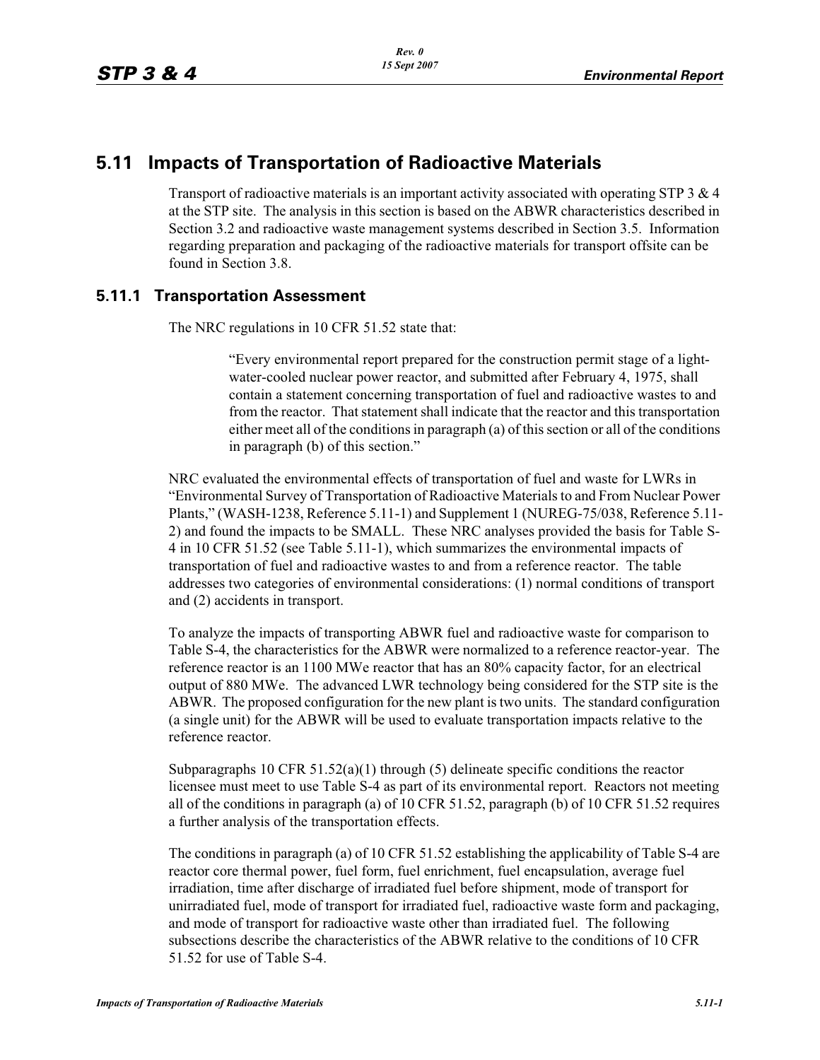## 5.11 Impacts of Transportation of Radioactive Materials

Transport of radioactive materials is an important activity associated with operating STP 3 & 4 at the STP site. The analysis in this section is based on the ABWR characteristics described in Section 3.2 and radioactive waste management systems described in Section 3.5. Information regarding preparation and packaging of the radioactive materials for transport offsite can be found in Section 3.8.

### 5.11.1 Transportation Assessment

The NRC regulations in 10 CFR 51.52 state that:

> "Every environmental report prepared for the construction permit stage of a light-water-cooled nuclear power reactor, and submitted after February 4, 1975, shall contain a statement concerning transportation of fuel and radioactive wastes to and from the reactor. That statement shall indicate that the reactor and this transportation either meet all of the conditions in paragraph (a) of this section or all of the conditions in paragraph (b) of this section."

NRC evaluated the environmental effects of transportation of fuel and waste for LWRs in "Environmental Survey of Transportation of Radioactive Materials to and From Nuclear Power Plants," (WASH-1238, Reference 5.11-1) and Supplement 1 (NUREG-75/038, Reference 5.11-2) and found the impacts to be SMALL. These NRC analyses provided the basis for Table S-4 in 10 CFR 51.52 (see Table 5.11-1), which summarizes the environmental impacts of transportation of fuel and radioactive wastes to and from a reference reactor. The table addresses two categories of environmental considerations: (1) normal conditions of transport and (2) accidents in transport.

To analyze the impacts of transporting ABWR fuel and radioactive waste for comparison to Table S-4, the characteristics for the ABWR were normalized to a reference reactor-year. The reference reactor is an 1100 MWe reactor that has an 80% capacity factor, for an electrical output of 880 MWe. The advanced LWR technology being considered for the STP site is the ABWR. The proposed configuration for the new plant is two units. The standard configuration (a single unit) for the ABWR will be used to evaluate transportation impacts relative to the reference reactor.

Subparagraphs 10 CFR 51.52(a)(1) through (5) delineate specific conditions the reactor licensee must meet to use Table S-4 as part of its environmental report. Reactors not meeting all of the conditions in paragraph (a) of 10 CFR 51.52, paragraph (b) of 10 CFR 51.52 requires a further analysis of the transportation effects.

The conditions in paragraph (a) of 10 CFR 51.52 establishing the applicability of Table S-4 are reactor core thermal power, fuel form, fuel enrichment, fuel encapsulation, average fuel irradiation, time after discharge of irradiated fuel before shipment, mode of transport for unirradiated fuel, mode of transport for irradiated fuel, radioactive waste form and packaging, and mode of transport for radioactive waste other than irradiated fuel. The following subsections describe the characteristics of the ABWR relative to the conditions of 10 CFR 51.52 for use of Table S-4.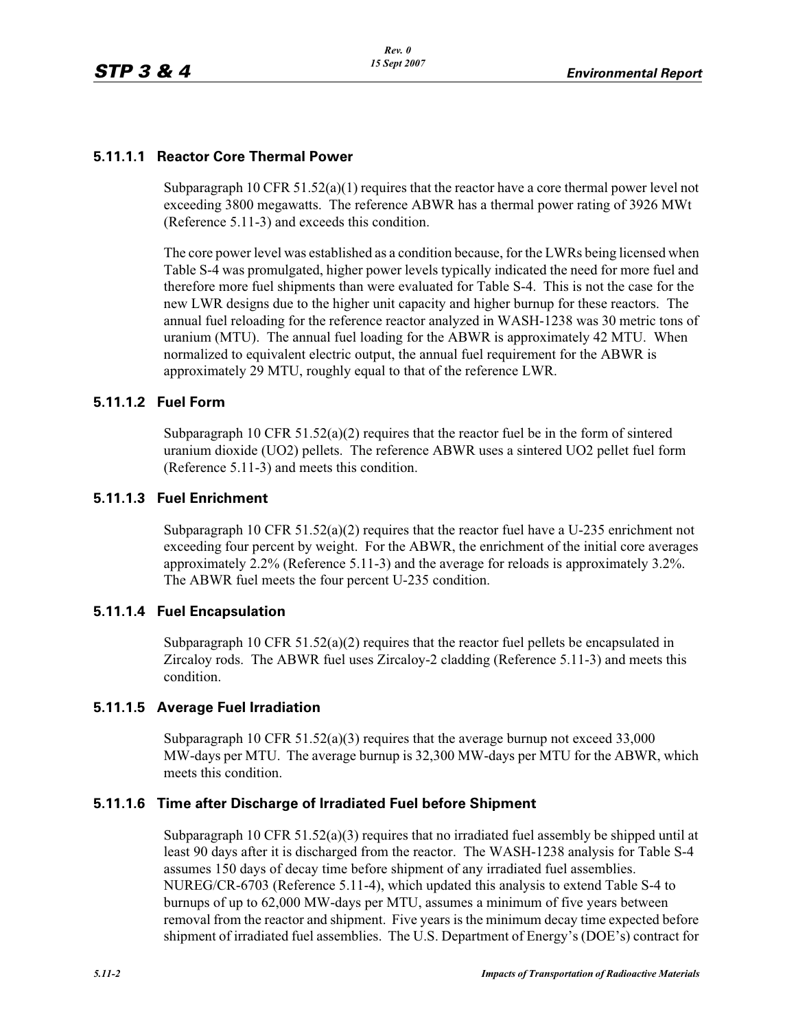### 5.11.1.1 Reactor Core Thermal Power

Subparagraph 10 CFR 51.52(a)(1) requires that the reactor have a core thermal power level not exceeding 3800 megawatts. The reference ABWR has a thermal power rating of 3926 MWt (Reference 5.11-3) and exceeds this condition.

The core power level was established as a condition because, for the LWRs being licensed when Table S-4 was promulgated, higher power levels typically indicated the need for more fuel and therefore more fuel shipments than were evaluated for Table S-4. This is not the case for the new LWR designs due to the higher unit capacity and higher burnup for these reactors. The annual fuel reloading for the reference reactor analyzed in WASH-1238 was 30 metric tons of uranium (MTU). The annual fuel loading for the ABWR is approximately 42 MTU. When normalized to equivalent electric output, the annual fuel requirement for the ABWR is approximately 29 MTU, roughly equal to that of the reference LWR.

### 5.11.1.2 Fuel Form

Subparagraph 10 CFR 51.52(a)(2) requires that the reactor fuel be in the form of sintered uranium dioxide (UO2) pellets. The reference ABWR uses a sintered UO2 pellet fuel form (Reference 5.11-3) and meets this condition.

### 5.11.1.3 Fuel Enrichment

Subparagraph 10 CFR 51.52(a)(2) requires that the reactor fuel have a U-235 enrichment not exceeding four percent by weight. For the ABWR, the enrichment of the initial core averages approximately 2.2% (Reference 5.11-3) and the average for reloads is approximately 3.2%. The ABWR fuel meets the four percent U-235 condition.

### 5.11.1.4 Fuel Encapsulation

Subparagraph 10 CFR 51.52(a)(2) requires that the reactor fuel pellets be encapsulated in Zircaloy rods. The ABWR fuel uses Zircaloy-2 cladding (Reference 5.11-3) and meets this condition.

### 5.11.1.5 Average Fuel Irradiation

Subparagraph 10 CFR 51.52(a)(3) requires that the average burnup not exceed 33,000 MW-days per MTU. The average burnup is 32,300 MW-days per MTU for the ABWR, which meets this condition.

### 5.11.1.6 Time after Discharge of Irradiated Fuel before Shipment

Subparagraph 10 CFR 51.52(a)(3) requires that no irradiated fuel assembly be shipped until at least 90 days after it is discharged from the reactor. The WASH-1238 analysis for Table S-4 assumes 150 days of decay time before shipment of any irradiated fuel assemblies. NUREG/CR-6703 (Reference 5.11-4), which updated this analysis to extend Table S-4 to burnups of up to 62,000 MW-days per MTU, assumes a minimum of five years between removal from the reactor and shipment. Five years is the minimum decay time expected before shipment of irradiated fuel assemblies. The U.S. Department of Energy's (DOE's) contract for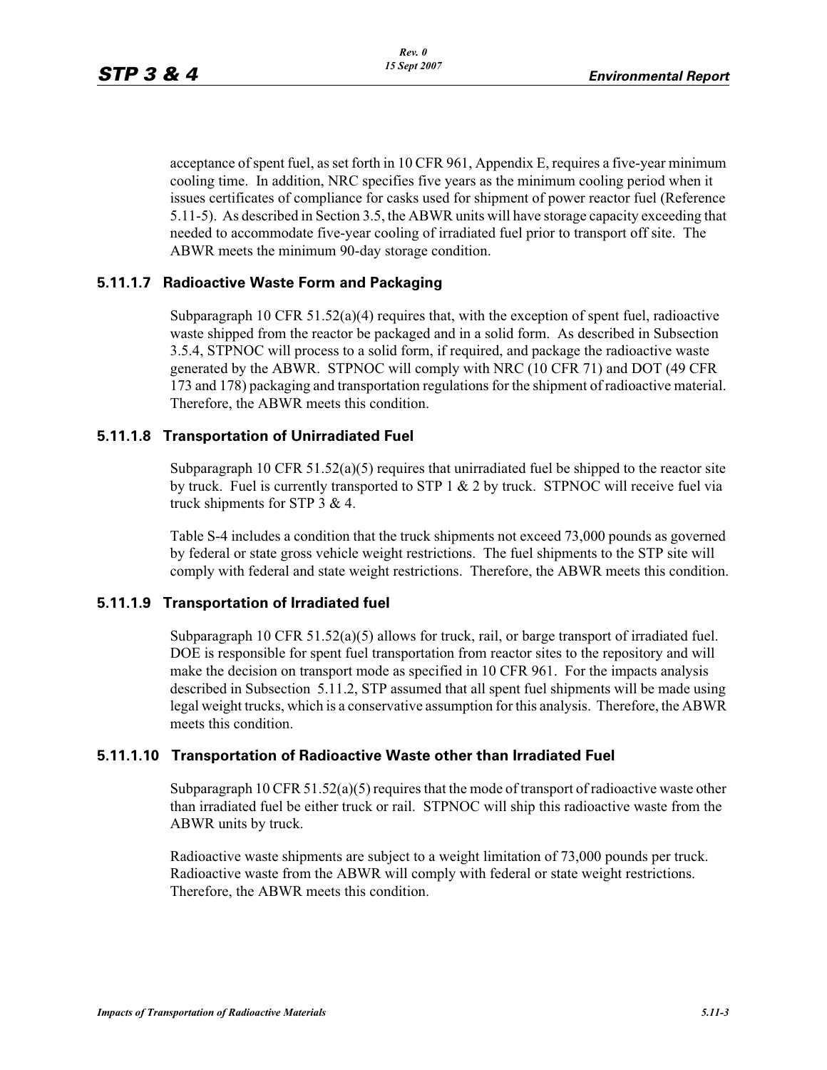acceptance of spent fuel, as set forth in 10 CFR 961, Appendix E, requires a five-year minimum cooling time. In addition, NRC specifies five years as the minimum cooling period when it issues certificates of compliance for casks used for shipment of power reactor fuel (Reference 5.11-5). As described in Section 3.5, the ABWR units will have storage capacity exceeding that needed to accommodate five-year cooling of irradiated fuel prior to transport off site. The ABWR meets the minimum 90-day storage condition.

### 5.11.1.7 Radioactive Waste Form and Packaging

Subparagraph 10 CFR 51.52(a)(4) requires that, with the exception of spent fuel, radioactive waste shipped from the reactor be packaged and in a solid form. As described in Subsection 3.5.4, STPNOC will process to a solid form, if required, and package the radioactive waste generated by the ABWR. STPNOC will comply with NRC (10 CFR 71) and DOT (49 CFR 173 and 178) packaging and transportation regulations for the shipment of radioactive material. Therefore, the ABWR meets this condition.

### 5.11.1.8 Transportation of Unirradiated Fuel

Subparagraph 10 CFR 51.52(a)(5) requires that unirradiated fuel be shipped to the reactor site by truck. Fuel is currently transported to STP 1 & 2 by truck. STPNOC will receive fuel via truck shipments for STP 3 & 4.

Table S-4 includes a condition that the truck shipments not exceed 73,000 pounds as governed by federal or state gross vehicle weight restrictions. The fuel shipments to the STP site will comply with federal and state weight restrictions. Therefore, the ABWR meets this condition.

### 5.11.1.9 Transportation of Irradiated fuel

Subparagraph 10 CFR 51.52(a)(5) allows for truck, rail, or barge transport of irradiated fuel. DOE is responsible for spent fuel transportation from reactor sites to the repository and will make the decision on transport mode as specified in 10 CFR 961. For the impacts analysis described in Subsection 5.11.2, STP assumed that all spent fuel shipments will be made using legal weight trucks, which is a conservative assumption for this analysis. Therefore, the ABWR meets this condition.

### 5.11.1.10 Transportation of Radioactive Waste other than Irradiated Fuel

Subparagraph 10 CFR 51.52(a)(5) requires that the mode of transport of radioactive waste other than irradiated fuel be either truck or rail. STPNOC will ship this radioactive waste from the ABWR units by truck.

Radioactive waste shipments are subject to a weight limitation of 73,000 pounds per truck. Radioactive waste from the ABWR will comply with federal or state weight restrictions. Therefore, the ABWR meets this condition.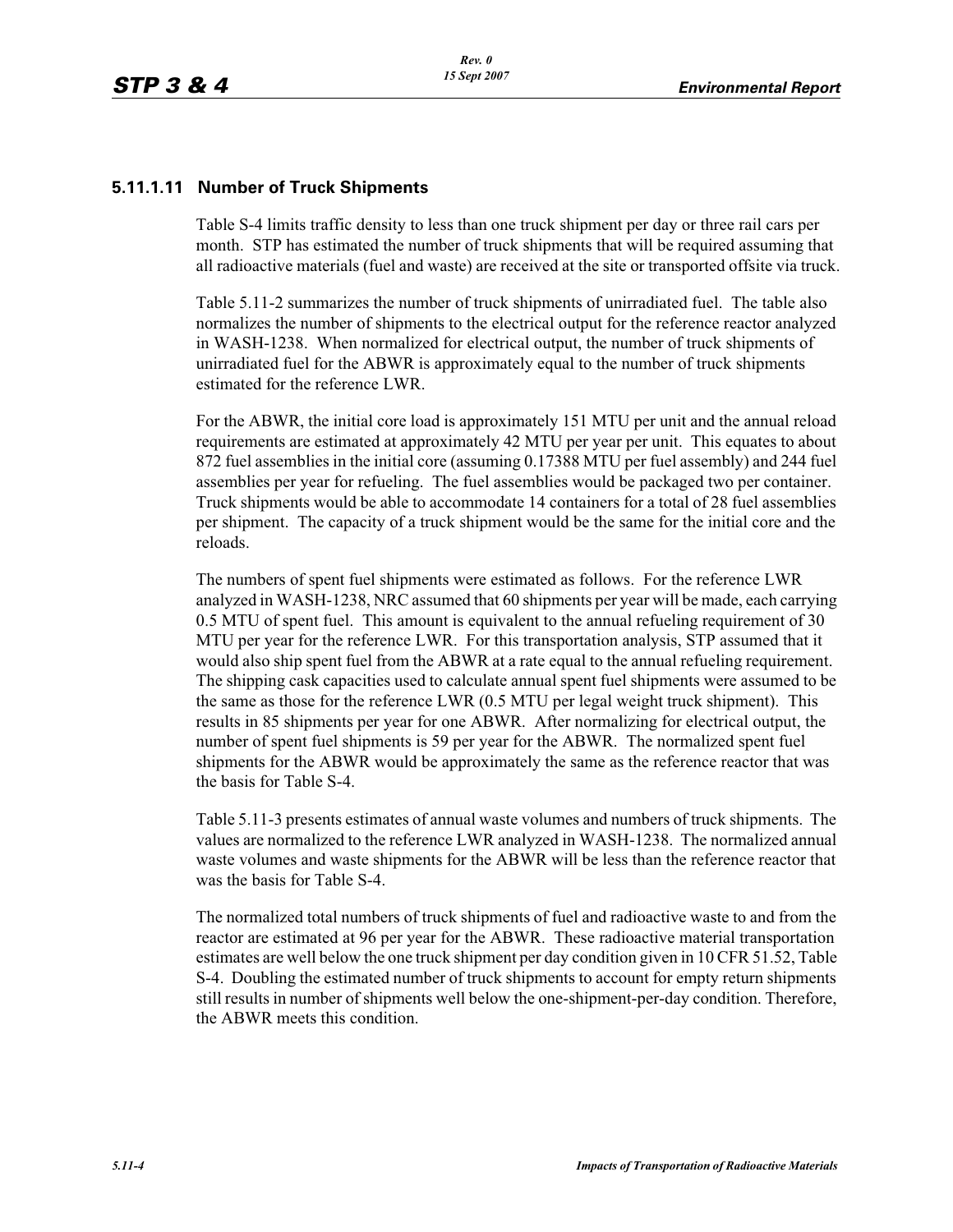### 5.11.1.11 Number of Truck Shipments

Table S-4 limits traffic density to less than one truck shipment per day or three rail cars per month. STP has estimated the number of truck shipments that will be required assuming that all radioactive materials (fuel and waste) are received at the site or transported offsite via truck.

Table 5.11-2 summarizes the number of truck shipments of unirradiated fuel. The table also normalizes the number of shipments to the electrical output for the reference reactor analyzed in WASH-1238. When normalized for electrical output, the number of truck shipments of unirradiated fuel for the ABWR is approximately equal to the number of truck shipments estimated for the reference LWR.

For the ABWR, the initial core load is approximately 151 MTU per unit and the annual reload requirements are estimated at approximately 42 MTU per year per unit. This equates to about 872 fuel assemblies in the initial core (assuming 0.17388 MTU per fuel assembly) and 244 fuel assemblies per year for refueling. The fuel assemblies would be packaged two per container. Truck shipments would be able to accommodate 14 containers for a total of 28 fuel assemblies per shipment. The capacity of a truck shipment would be the same for the initial core and the reloads.

The numbers of spent fuel shipments were estimated as follows. For the reference LWR analyzed in WASH-1238, NRC assumed that 60 shipments per year will be made, each carrying 0.5 MTU of spent fuel. This amount is equivalent to the annual refueling requirement of 30 MTU per year for the reference LWR. For this transportation analysis, STP assumed that it would also ship spent fuel from the ABWR at a rate equal to the annual refueling requirement. The shipping cask capacities used to calculate annual spent fuel shipments were assumed to be the same as those for the reference LWR (0.5 MTU per legal weight truck shipment). This results in 85 shipments per year for one ABWR. After normalizing for electrical output, the number of spent fuel shipments is 59 per year for the ABWR. The normalized spent fuel shipments for the ABWR would be approximately the same as the reference reactor that was the basis for Table S-4.

Table 5.11-3 presents estimates of annual waste volumes and numbers of truck shipments. The values are normalized to the reference LWR analyzed in WASH-1238. The normalized annual waste volumes and waste shipments for the ABWR will be less than the reference reactor that was the basis for Table S-4.

The normalized total numbers of truck shipments of fuel and radioactive waste to and from the reactor are estimated at 96 per year for the ABWR. These radioactive material transportation estimates are well below the one truck shipment per day condition given in 10 CFR 51.52, Table S-4. Doubling the estimated number of truck shipments to account for empty return shipments still results in number of shipments well below the one-shipment-per-day condition. Therefore, the ABWR meets this condition.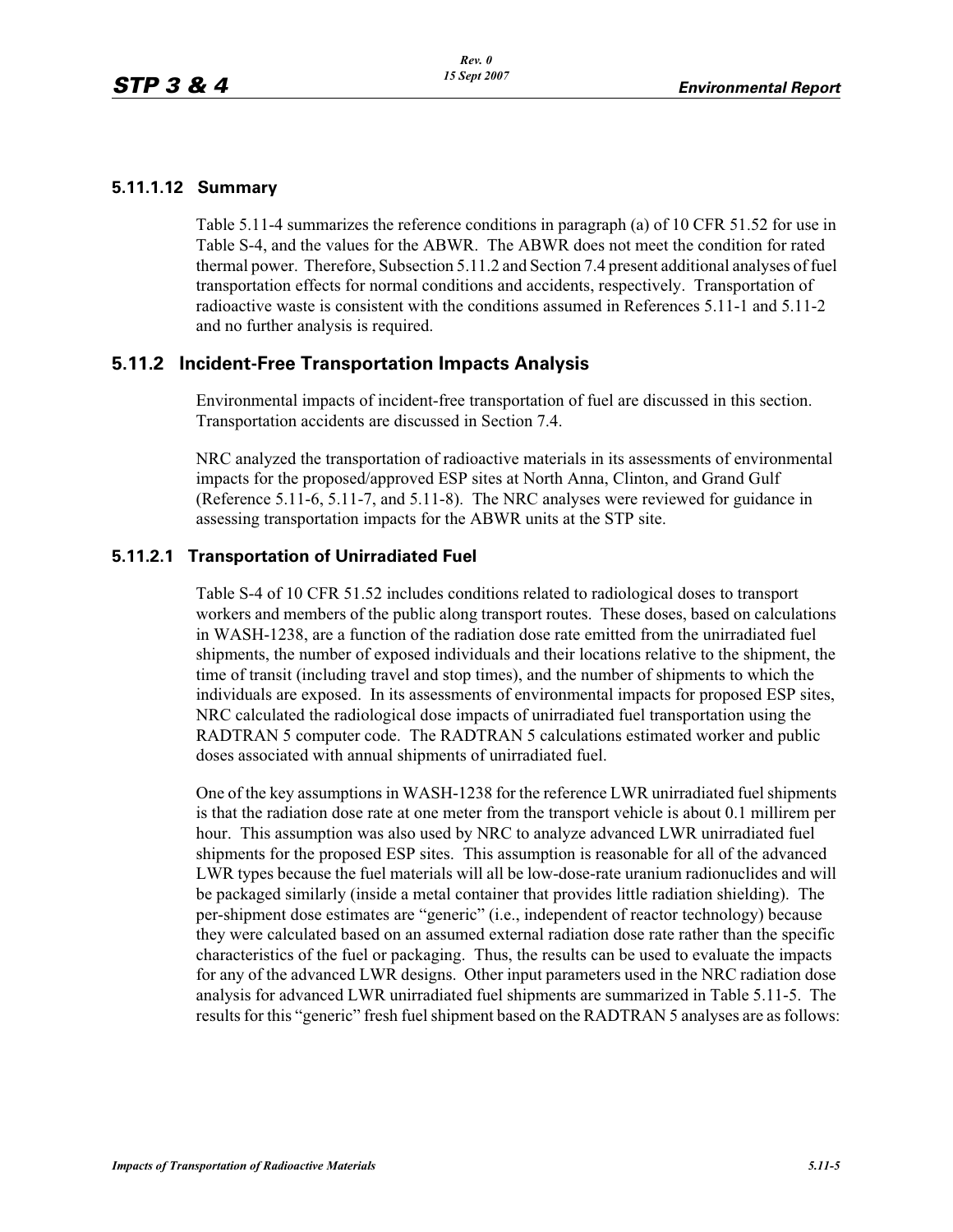### 5.11.1.12 Summary

Table 5.11-4 summarizes the reference conditions in paragraph (a) of 10 CFR 51.52 for use in Table S-4, and the values for the ABWR. The ABWR does not meet the condition for rated thermal power. Therefore, Subsection 5.11.2 and Section 7.4 present additional analyses of fuel transportation effects for normal conditions and accidents, respectively. Transportation of radioactive waste is consistent with the conditions assumed in References 5.11-1 and 5.11-2 and no further analysis is required.

## 5.11.2 Incident-Free Transportation Impacts Analysis

Environmental impacts of incident-free transportation of fuel are discussed in this section. Transportation accidents are discussed in Section 7.4.

NRC analyzed the transportation of radioactive materials in its assessments of environmental impacts for the proposed/approved ESP sites at North Anna, Clinton, and Grand Gulf (Reference 5.11-6, 5.11-7, and 5.11-8). The NRC analyses were reviewed for guidance in assessing transportation impacts for the ABWR units at the STP site.

### 5.11.2.1 Transportation of Unirradiated Fuel

Table S-4 of 10 CFR 51.52 includes conditions related to radiological doses to transport workers and members of the public along transport routes. These doses, based on calculations in WASH-1238, are a function of the radiation dose rate emitted from the unirradiated fuel shipments, the number of exposed individuals and their locations relative to the shipment, the time of transit (including travel and stop times), and the number of shipments to which the individuals are exposed. In its assessments of environmental impacts for proposed ESP sites, NRC calculated the radiological dose impacts of unirradiated fuel transportation using the RADTRAN 5 computer code. The RADTRAN 5 calculations estimated worker and public doses associated with annual shipments of unirradiated fuel.

One of the key assumptions in WASH-1238 for the reference LWR unirradiated fuel shipments is that the radiation dose rate at one meter from the transport vehicle is about 0.1 millirem per hour. This assumption was also used by NRC to analyze advanced LWR unirradiated fuel shipments for the proposed ESP sites. This assumption is reasonable for all of the advanced LWR types because the fuel materials will all be low-dose-rate uranium radionuclides and will be packaged similarly (inside a metal container that provides little radiation shielding). The per-shipment dose estimates are "generic" (i.e., independent of reactor technology) because they were calculated based on an assumed external radiation dose rate rather than the specific characteristics of the fuel or packaging. Thus, the results can be used to evaluate the impacts for any of the advanced LWR designs. Other input parameters used in the NRC radiation dose analysis for advanced LWR unirradiated fuel shipments are summarized in Table 5.11-5. The results for this "generic" fresh fuel shipment based on the RADTRAN 5 analyses are as follows: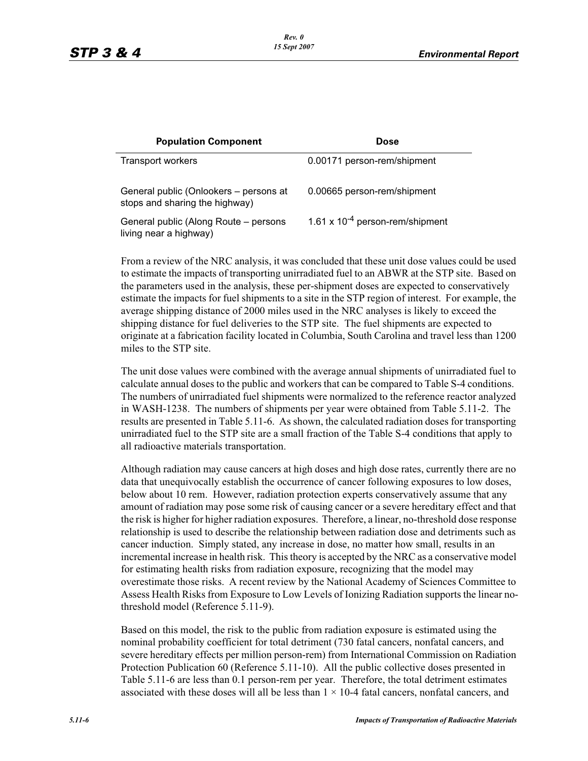| Population Component | Dose |
|---|---|
| Transport workers | 0.00171 person-rem/shipment |
| General public (Onlookers – persons at stops and sharing the highway) | 0.00665 person-rem/shipment |
| General public (Along Route – persons living near a highway) | $1.61 \times 10^{-4}$ person-rem/shipment |

From a review of the NRC analysis, it was concluded that these unit dose values could be used to estimate the impacts of transporting unirradiated fuel to an ABWR at the STP site. Based on the parameters used in the analysis, these per-shipment doses are expected to conservatively estimate the impacts for fuel shipments to a site in the STP region of interest. For example, the average shipping distance of 2000 miles used in the NRC analyses is likely to exceed the shipping distance for fuel deliveries to the STP site. The fuel shipments are expected to originate at a fabrication facility located in Columbia, South Carolina and travel less than 1200 miles to the STP site.

The unit dose values were combined with the average annual shipments of unirradiated fuel to calculate annual doses to the public and workers that can be compared to Table S-4 conditions. The numbers of unirradiated fuel shipments were normalized to the reference reactor analyzed in WASH-1238. The numbers of shipments per year were obtained from Table 5.11-2. The results are presented in Table 5.11-6. As shown, the calculated radiation doses for transporting unirradiated fuel to the STP site are a small fraction of the Table S-4 conditions that apply to all radioactive materials transportation.

Although radiation may cause cancers at high doses and high dose rates, currently there are no data that unequivocally establish the occurrence of cancer following exposures to low doses, below about 10 rem. However, radiation protection experts conservatively assume that any amount of radiation may pose some risk of causing cancer or a severe hereditary effect and that the risk is higher for higher radiation exposures. Therefore, a linear, no-threshold dose response relationship is used to describe the relationship between radiation dose and detriments such as cancer induction. Simply stated, any increase in dose, no matter how small, results in an incremental increase in health risk. This theory is accepted by the NRC as a conservative model for estimating health risks from radiation exposure, recognizing that the model may overestimate those risks. A recent review by the National Academy of Sciences Committee to Assess Health Risks from Exposure to Low Levels of Ionizing Radiation supports the linear no-threshold model (Reference 5.11-9).

Based on this model, the risk to the public from radiation exposure is estimated using the nominal probability coefficient for total detriment (730 fatal cancers, nonfatal cancers, and severe hereditary effects per million person-rem) from International Commission on Radiation Protection Publication 60 (Reference 5.11-10). All the public collective doses presented in Table 5.11-6 are less than 0.1 person-rem per year. Therefore, the total detriment estimates associated with these doses will all be less than $1 \times 10$-4 fatal cancers, nonfatal cancers, and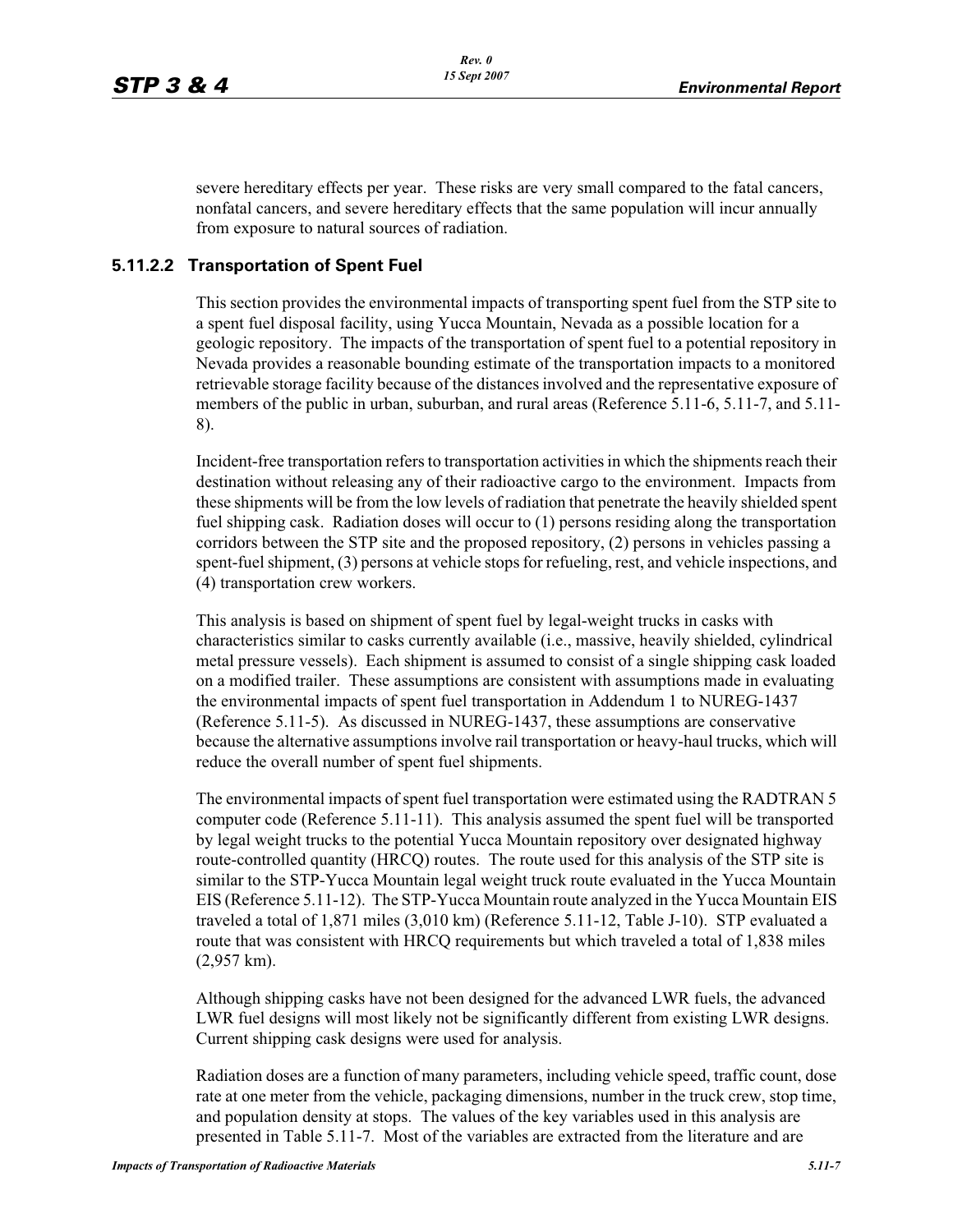severe hereditary effects per year. These risks are very small compared to the fatal cancers, nonfatal cancers, and severe hereditary effects that the same population will incur annually from exposure to natural sources of radiation.

### 5.11.2.2 Transportation of Spent Fuel

This section provides the environmental impacts of transporting spent fuel from the STP site to a spent fuel disposal facility, using Yucca Mountain, Nevada as a possible location for a geologic repository. The impacts of the transportation of spent fuel to a potential repository in Nevada provides a reasonable bounding estimate of the transportation impacts to a monitored retrievable storage facility because of the distances involved and the representative exposure of members of the public in urban, suburban, and rural areas (Reference 5.11-6, 5.11-7, and 5.11-8).

Incident-free transportation refers to transportation activities in which the shipments reach their destination without releasing any of their radioactive cargo to the environment. Impacts from these shipments will be from the low levels of radiation that penetrate the heavily shielded spent fuel shipping cask. Radiation doses will occur to (1) persons residing along the transportation corridors between the STP site and the proposed repository, (2) persons in vehicles passing a spent-fuel shipment, (3) persons at vehicle stops for refueling, rest, and vehicle inspections, and (4) transportation crew workers.

This analysis is based on shipment of spent fuel by legal-weight trucks in casks with characteristics similar to casks currently available (i.e., massive, heavily shielded, cylindrical metal pressure vessels). Each shipment is assumed to consist of a single shipping cask loaded on a modified trailer. These assumptions are consistent with assumptions made in evaluating the environmental impacts of spent fuel transportation in Addendum 1 to NUREG-1437 (Reference 5.11-5). As discussed in NUREG-1437, these assumptions are conservative because the alternative assumptions involve rail transportation or heavy-haul trucks, which will reduce the overall number of spent fuel shipments.

The environmental impacts of spent fuel transportation were estimated using the RADTRAN 5 computer code (Reference 5.11-11). This analysis assumed the spent fuel will be transported by legal weight trucks to the potential Yucca Mountain repository over designated highway route-controlled quantity (HRCQ) routes. The route used for this analysis of the STP site is similar to the STP-Yucca Mountain legal weight truck route evaluated in the Yucca Mountain EIS (Reference 5.11-12). The STP-Yucca Mountain route analyzed in the Yucca Mountain EIS traveled a total of 1,871 miles (3,010 km) (Reference 5.11-12, Table J-10). STP evaluated a route that was consistent with HRCQ requirements but which traveled a total of 1,838 miles (2,957 km).

Although shipping casks have not been designed for the advanced LWR fuels, the advanced LWR fuel designs will most likely not be significantly different from existing LWR designs. Current shipping cask designs were used for analysis.

Radiation doses are a function of many parameters, including vehicle speed, traffic count, dose rate at one meter from the vehicle, packaging dimensions, number in the truck crew, stop time, and population density at stops. The values of the key variables used in this analysis are presented in Table 5.11-7. Most of the variables are extracted from the literature and are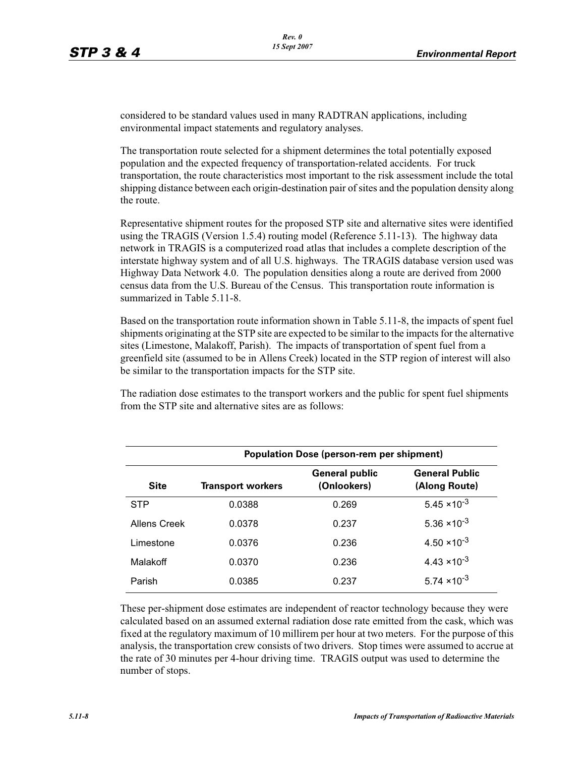considered to be standard values used in many RADTRAN applications, including environmental impact statements and regulatory analyses.

The transportation route selected for a shipment determines the total potentially exposed population and the expected frequency of transportation-related accidents. For truck transportation, the route characteristics most important to the risk assessment include the total shipping distance between each origin-destination pair of sites and the population density along the route.

Representative shipment routes for the proposed STP site and alternative sites were identified using the TRAGIS (Version 1.5.4) routing model (Reference 5.11-13). The highway data network in TRAGIS is a computerized road atlas that includes a complete description of the interstate highway system and of all U.S. highways. The TRAGIS database version used was Highway Data Network 4.0. The population densities along a route are derived from 2000 census data from the U.S. Bureau of the Census. This transportation route information is summarized in Table 5.11-8.

Based on the transportation route information shown in Table 5.11-8, the impacts of spent fuel shipments originating at the STP site are expected to be similar to the impacts for the alternative sites (Limestone, Malakoff, Parish). The impacts of transportation of spent fuel from a greenfield site (assumed to be in Allens Creek) located in the STP region of interest will also be similar to the transportation impacts for the STP site.

The radiation dose estimates to the transport workers and the public for spent fuel shipments from the STP site and alternative sites are as follows:

| | Population Dose (person-rem per shipment) | | |
|---|---|---|---|
| **Site** | **Transport workers** | **General public (Onlookers)** | **General Public (Along Route)** |
| STP | 0.0388 | 0.269 | $5.45 \times 10^{-3}$ |
| Allens Creek | 0.0378 | 0.237 | $5.36 \times 10^{-3}$ |
| Limestone | 0.0376 | 0.236 | $4.50 \times 10^{-3}$ |
| Malakoff | 0.0370 | 0.236 | $4.43 \times 10^{-3}$ |
| Parish | 0.0385 | 0.237 | $5.74 \times 10^{-3}$ |

These per-shipment dose estimates are independent of reactor technology because they were calculated based on an assumed external radiation dose rate emitted from the cask, which was fixed at the regulatory maximum of 10 millirem per hour at two meters. For the purpose of this analysis, the transportation crew consists of two drivers. Stop times were assumed to accrue at the rate of 30 minutes per 4-hour driving time. TRAGIS output was used to determine the number of stops.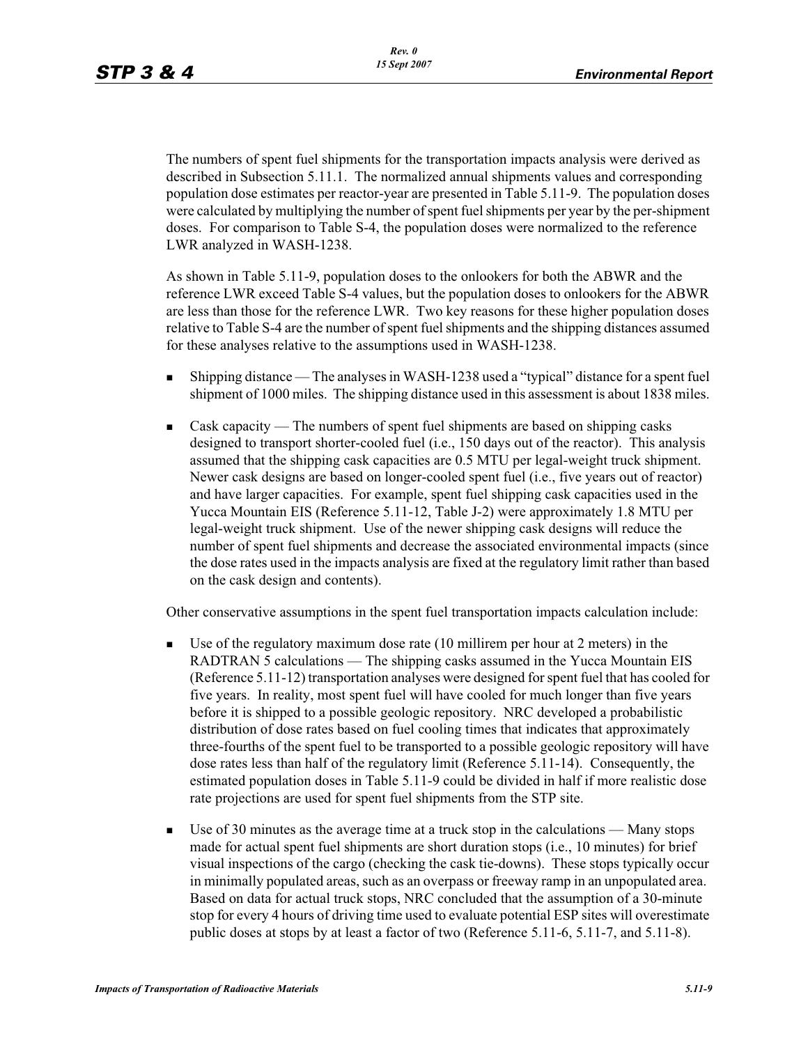The numbers of spent fuel shipments for the transportation impacts analysis were derived as described in Subsection 5.11.1. The normalized annual shipments values and corresponding population dose estimates per reactor-year are presented in Table 5.11-9. The population doses were calculated by multiplying the number of spent fuel shipments per year by the per-shipment doses. For comparison to Table S-4, the population doses were normalized to the reference LWR analyzed in WASH-1238.

As shown in Table 5.11-9, population doses to the onlookers for both the ABWR and the reference LWR exceed Table S-4 values, but the population doses to onlookers for the ABWR are less than those for the reference LWR. Two key reasons for these higher population doses relative to Table S-4 are the number of spent fuel shipments and the shipping distances assumed for these analyses relative to the assumptions used in WASH-1238.

- Shipping distance — The analyses in WASH-1238 used a "typical" distance for a spent fuel shipment of 1000 miles. The shipping distance used in this assessment is about 1838 miles.
- Cask capacity — The numbers of spent fuel shipments are based on shipping casks designed to transport shorter-cooled fuel (i.e., 150 days out of the reactor). This analysis assumed that the shipping cask capacities are 0.5 MTU per legal-weight truck shipment. Newer cask designs are based on longer-cooled spent fuel (i.e., five years out of reactor) and have larger capacities. For example, spent fuel shipping cask capacities used in the Yucca Mountain EIS (Reference 5.11-12, Table J-2) were approximately 1.8 MTU per legal-weight truck shipment. Use of the newer shipping cask designs will reduce the number of spent fuel shipments and decrease the associated environmental impacts (since the dose rates used in the impacts analysis are fixed at the regulatory limit rather than based on the cask design and contents).

Other conservative assumptions in the spent fuel transportation impacts calculation include:

- Use of the regulatory maximum dose rate (10 millirem per hour at 2 meters) in the RADTRAN 5 calculations — The shipping casks assumed in the Yucca Mountain EIS (Reference 5.11-12) transportation analyses were designed for spent fuel that has cooled for five years. In reality, most spent fuel will have cooled for much longer than five years before it is shipped to a possible geologic repository. NRC developed a probabilistic distribution of dose rates based on fuel cooling times that indicates that approximately three-fourths of the spent fuel to be transported to a possible geologic repository will have dose rates less than half of the regulatory limit (Reference 5.11-14). Consequently, the estimated population doses in Table 5.11-9 could be divided in half if more realistic dose rate projections are used for spent fuel shipments from the STP site.
- Use of 30 minutes as the average time at a truck stop in the calculations — Many stops made for actual spent fuel shipments are short duration stops (i.e., 10 minutes) for brief visual inspections of the cargo (checking the cask tie-downs). These stops typically occur in minimally populated areas, such as an overpass or freeway ramp in an unpopulated area. Based on data for actual truck stops, NRC concluded that the assumption of a 30-minute stop for every 4 hours of driving time used to evaluate potential ESP sites will overestimate public doses at stops by at least a factor of two (Reference 5.11-6, 5.11-7, and 5.11-8).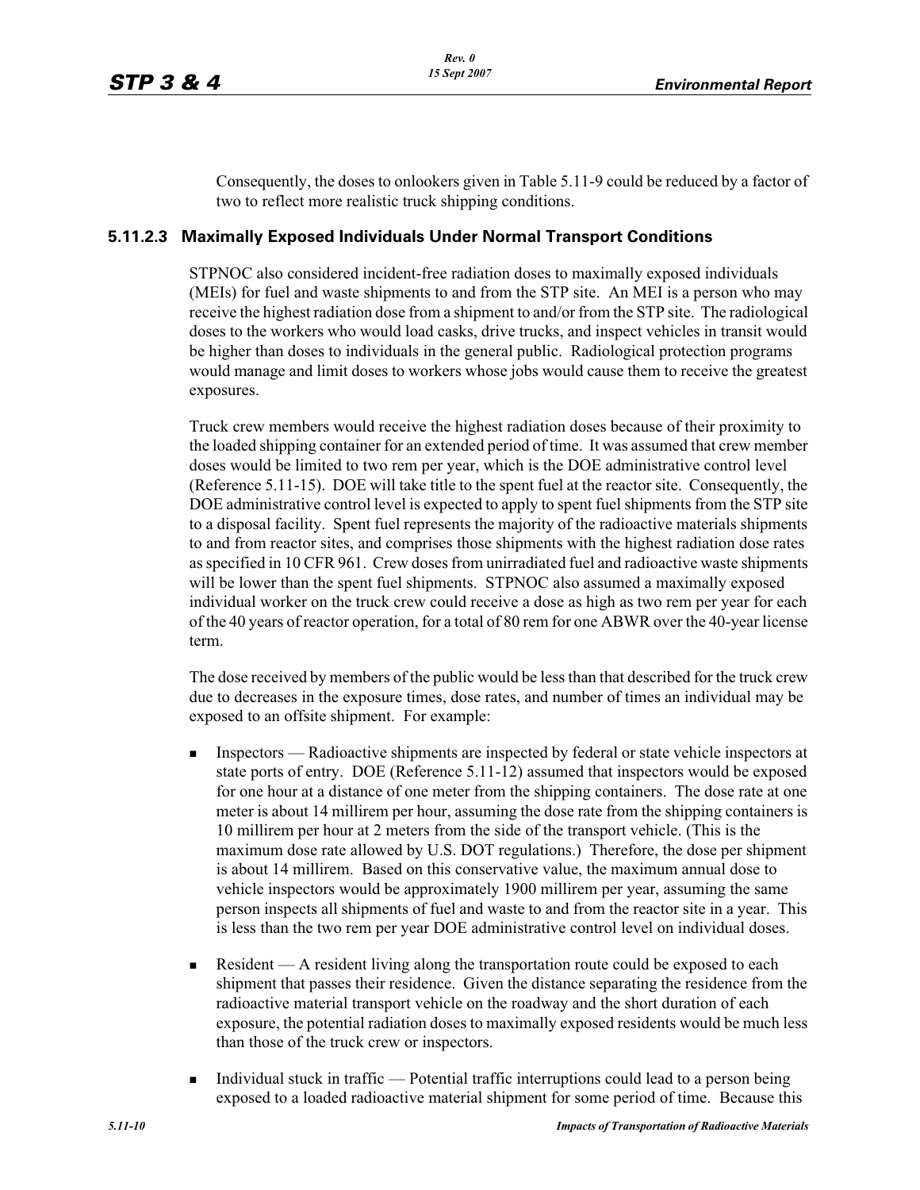Consequently, the doses to onlookers given in Table 5.11-9 could be reduced by a factor of two to reflect more realistic truck shipping conditions.

### 5.11.2.3 Maximally Exposed Individuals Under Normal Transport Conditions

STPNOC also considered incident-free radiation doses to maximally exposed individuals (MEIs) for fuel and waste shipments to and from the STP site. An MEI is a person who may receive the highest radiation dose from a shipment to and/or from the STP site. The radiological doses to the workers who would load casks, drive trucks, and inspect vehicles in transit would be higher than doses to individuals in the general public. Radiological protection programs would manage and limit doses to workers whose jobs would cause them to receive the greatest exposures.

Truck crew members would receive the highest radiation doses because of their proximity to the loaded shipping container for an extended period of time. It was assumed that crew member doses would be limited to two rem per year, which is the DOE administrative control level (Reference 5.11-15). DOE will take title to the spent fuel at the reactor site. Consequently, the DOE administrative control level is expected to apply to spent fuel shipments from the STP site to a disposal facility. Spent fuel represents the majority of the radioactive materials shipments to and from reactor sites, and comprises those shipments with the highest radiation dose rates as specified in 10 CFR 961. Crew doses from unirradiated fuel and radioactive waste shipments will be lower than the spent fuel shipments. STPNOC also assumed a maximally exposed individual worker on the truck crew could receive a dose as high as two rem per year for each of the 40 years of reactor operation, for a total of 80 rem for one ABWR over the 40-year license term.

The dose received by members of the public would be less than that described for the truck crew due to decreases in the exposure times, dose rates, and number of times an individual may be exposed to an offsite shipment. For example:

- Inspectors — Radioactive shipments are inspected by federal or state vehicle inspectors at state ports of entry. DOE (Reference 5.11-12) assumed that inspectors would be exposed for one hour at a distance of one meter from the shipping containers. The dose rate at one meter is about 14 millirem per hour, assuming the dose rate from the shipping containers is 10 millirem per hour at 2 meters from the side of the transport vehicle. (This is the maximum dose rate allowed by U.S. DOT regulations.) Therefore, the dose per shipment is about 14 millirem. Based on this conservative value, the maximum annual dose to vehicle inspectors would be approximately 1900 millirem per year, assuming the same person inspects all shipments of fuel and waste to and from the reactor site in a year. This is less than the two rem per year DOE administrative control level on individual doses.
- Resident — A resident living along the transportation route could be exposed to each shipment that passes their residence. Given the distance separating the residence from the radioactive material transport vehicle on the roadway and the short duration of each exposure, the potential radiation doses to maximally exposed residents would be much less than those of the truck crew or inspectors.
- Individual stuck in traffic — Potential traffic interruptions could lead to a person being exposed to a loaded radioactive material shipment for some period of time. Because this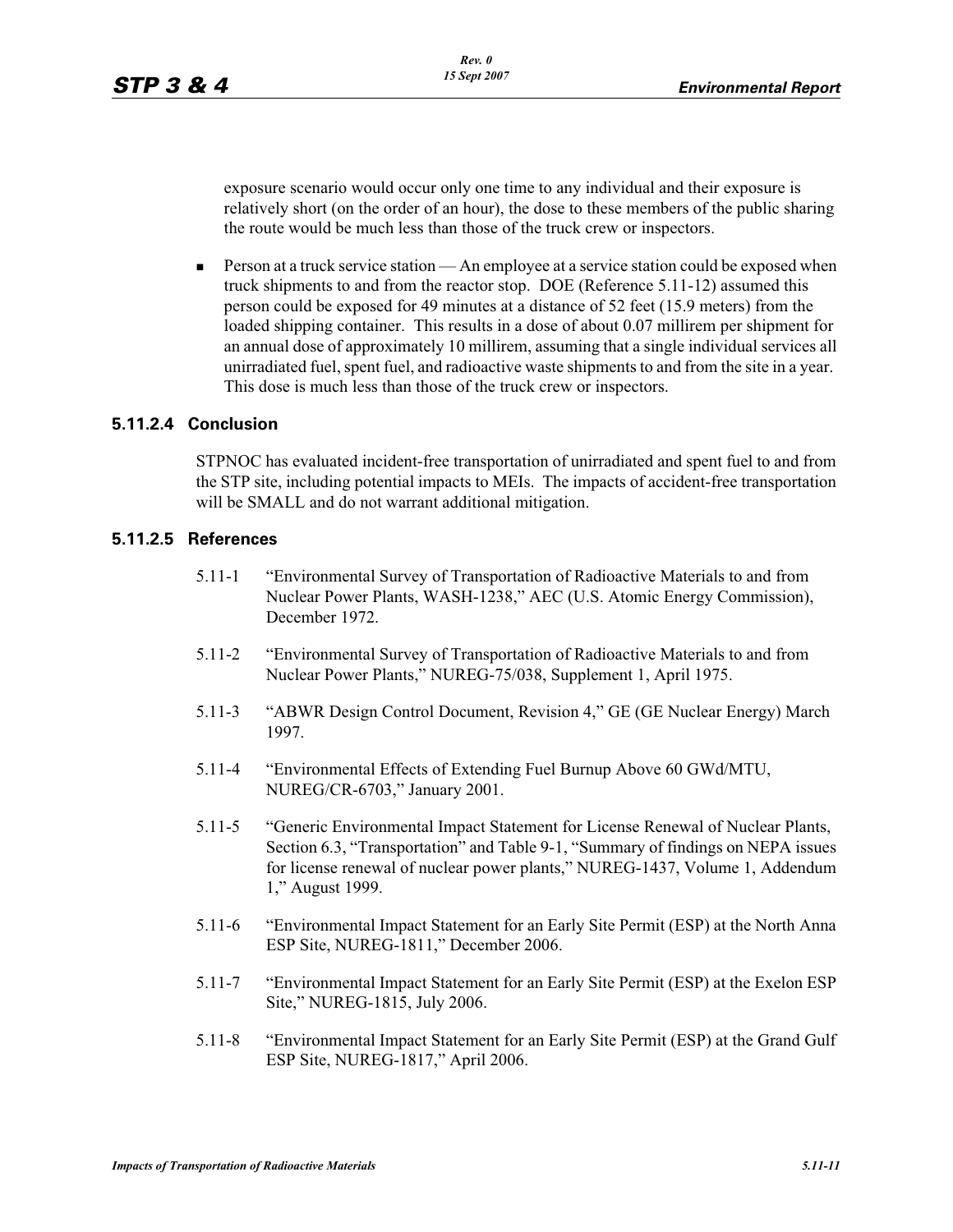exposure scenario would occur only one time to any individual and their exposure is relatively short (on the order of an hour), the dose to these members of the public sharing the route would be much less than those of the truck crew or inspectors.

- Person at a truck service station — An employee at a service station could be exposed when truck shipments to and from the reactor stop. DOE (Reference 5.11-12) assumed this person could be exposed for 49 minutes at a distance of 52 feet (15.9 meters) from the loaded shipping container. This results in a dose of about 0.07 millirem per shipment for an annual dose of approximately 10 millirem, assuming that a single individual services all unirradiated fuel, spent fuel, and radioactive waste shipments to and from the site in a year. This dose is much less than those of the truck crew or inspectors.

### 5.11.2.4 Conclusion

STPNOC has evaluated incident-free transportation of unirradiated and spent fuel to and from the STP site, including potential impacts to MEIs. The impacts of accident-free transportation will be SMALL and do not warrant additional mitigation.

### 5.11.2.5 References

5.11-1 "Environmental Survey of Transportation of Radioactive Materials to and from Nuclear Power Plants, WASH-1238," AEC (U.S. Atomic Energy Commission), December 1972.

5.11-2 "Environmental Survey of Transportation of Radioactive Materials to and from Nuclear Power Plants," NUREG-75/038, Supplement 1, April 1975.

5.11-3 "ABWR Design Control Document, Revision 4," GE (GE Nuclear Energy) March 1997.

5.11-4 "Environmental Effects of Extending Fuel Burnup Above 60 GWd/MTU, NUREG/CR-6703," January 2001.

5.11-5 "Generic Environmental Impact Statement for License Renewal of Nuclear Plants, Section 6.3, "Transportation" and Table 9-1, "Summary of findings on NEPA issues for license renewal of nuclear power plants," NUREG-1437, Volume 1, Addendum 1," August 1999.

5.11-6 "Environmental Impact Statement for an Early Site Permit (ESP) at the North Anna ESP Site, NUREG-1811," December 2006.

5.11-7 "Environmental Impact Statement for an Early Site Permit (ESP) at the Exelon ESP Site," NUREG-1815, July 2006.

5.11-8 "Environmental Impact Statement for an Early Site Permit (ESP) at the Grand Gulf ESP Site, NUREG-1817," April 2006.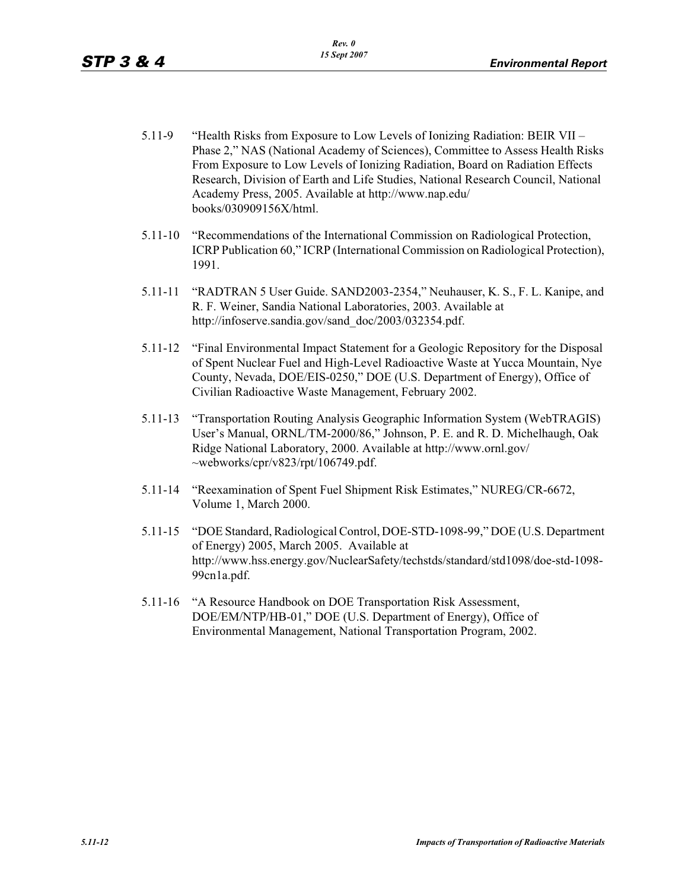5.11-9 "Health Risks from Exposure to Low Levels of Ionizing Radiation: BEIR VII – Phase 2," NAS (National Academy of Sciences), Committee to Assess Health Risks From Exposure to Low Levels of Ionizing Radiation, Board on Radiation Effects Research, Division of Earth and Life Studies, National Research Council, National Academy Press, 2005. Available at http://www.nap.edu/books/030909156X/html.

5.11-10 "Recommendations of the International Commission on Radiological Protection, ICRP Publication 60," ICRP (International Commission on Radiological Protection), 1991.

5.11-11 "RADTRAN 5 User Guide. SAND2003-2354," Neuhauser, K. S., F. L. Kanipe, and R. F. Weiner, Sandia National Laboratories, 2003. Available at http://infoserve.sandia.gov/sand_doc/2003/032354.pdf.

5.11-12 "Final Environmental Impact Statement for a Geologic Repository for the Disposal of Spent Nuclear Fuel and High-Level Radioactive Waste at Yucca Mountain, Nye County, Nevada, DOE/EIS-0250," DOE (U.S. Department of Energy), Office of Civilian Radioactive Waste Management, February 2002.

5.11-13 "Transportation Routing Analysis Geographic Information System (WebTRAGIS) User's Manual, ORNL/TM-2000/86," Johnson, P. E. and R. D. Michelhaugh, Oak Ridge National Laboratory, 2000. Available at http://www.ornl.gov/~webworks/cpr/v823/rpt/106749.pdf.

5.11-14 "Reexamination of Spent Fuel Shipment Risk Estimates," NUREG/CR-6672, Volume 1, March 2000.

5.11-15 "DOE Standard, Radiological Control, DOE-STD-1098-99," DOE (U.S. Department of Energy) 2005, March 2005. Available at http://www.hss.energy.gov/NuclearSafety/techstds/standard/std1098/doe-std-1098-99cn1a.pdf.

5.11-16 "A Resource Handbook on DOE Transportation Risk Assessment, DOE/EM/NTP/HB-01," DOE (U.S. Department of Energy), Office of Environmental Management, National Transportation Program, 2002.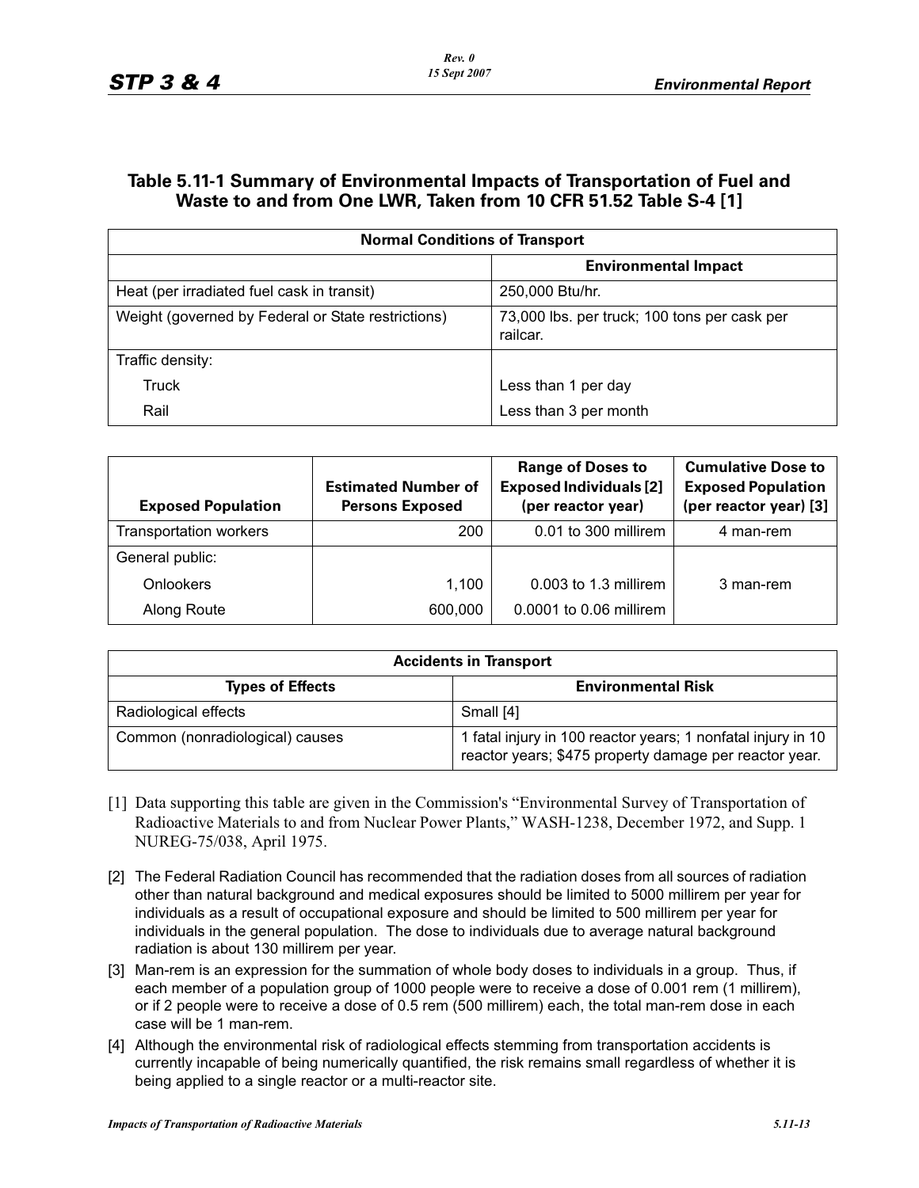## Table 5.11-1 Summary of Environmental Impacts of Transportation of Fuel and Waste to and from One LWR, Taken from 10 CFR 51.52 Table S-4 [1]

| Normal Conditions of Transport | |
|---|---|
| | **Environmental Impact** |
| Heat (per irradiated fuel cask in transit) | 250,000 Btu/hr. |
| Weight (governed by Federal or State restrictions) | 73,000 lbs. per truck; 100 tons per cask per railcar. |
| Traffic density: | |
| Truck | Less than 1 per day |
| Rail | Less than 3 per month |

| Exposed Population | Estimated Number of Persons Exposed | Range of Doses to Exposed Individuals [2] (per reactor year) | Cumulative Dose to Exposed Population (per reactor year) [3] |
|---|---|---|---|
| Transportation workers | 200 | 0.01 to 300 millirem | 4 man-rem |
| General public: | | | |
| Onlookers | 1,100 | 0.003 to 1.3 millirem | 3 man-rem |
| Along Route | 600,000 | 0.0001 to 0.06 millirem | |

| Accidents in Transport | |
|---|---|
| **Types of Effects** | **Environmental Risk** |
| Radiological effects | Small [4] |
| Common (nonradiological) causes | 1 fatal injury in 100 reactor years; 1 nonfatal injury in 10 reactor years; $475 property damage per reactor year. |

[1] Data supporting this table are given in the Commission's "Environmental Survey of Transportation of Radioactive Materials to and from Nuclear Power Plants," WASH-1238, December 1972, and Supp. 1 NUREG-75/038, April 1975.

[2] The Federal Radiation Council has recommended that the radiation doses from all sources of radiation other than natural background and medical exposures should be limited to 5000 millirem per year for individuals as a result of occupational exposure and should be limited to 500 millirem per year for individuals in the general population. The dose to individuals due to average natural background radiation is about 130 millirem per year.

[3] Man-rem is an expression for the summation of whole body doses to individuals in a group. Thus, if each member of a population group of 1000 people were to receive a dose of 0.001 rem (1 millirem), or if 2 people were to receive a dose of 0.5 rem (500 millirem) each, the total man-rem dose in each case will be 1 man-rem.

[4] Although the environmental risk of radiological effects stemming from transportation accidents is currently incapable of being numerically quantified, the risk remains small regardless of whether it is being applied to a single reactor or a multi-reactor site.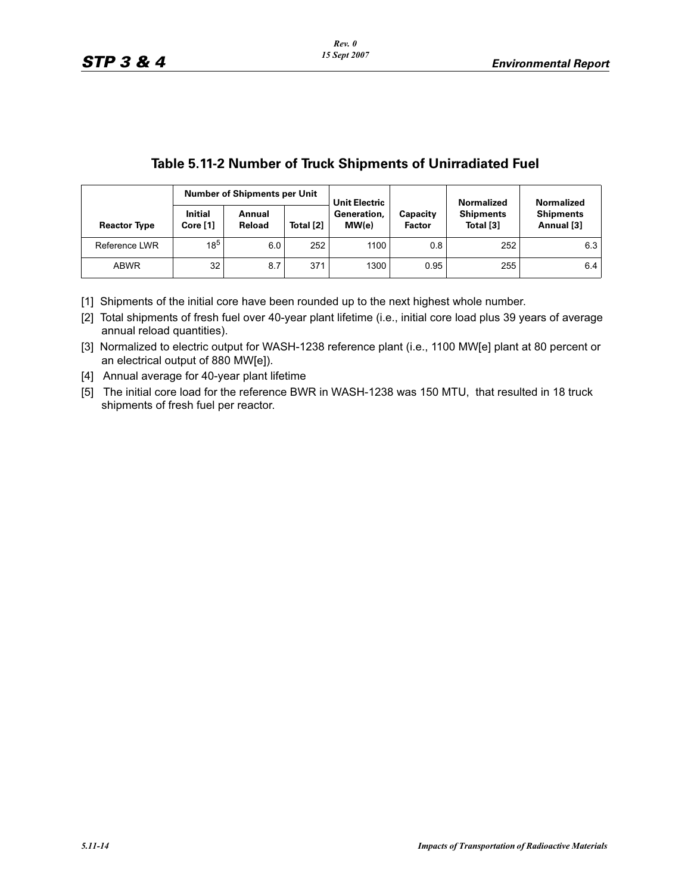## Table 5.11-2 Number of Truck Shipments of Unirradiated Fuel

| Reactor Type | Number of Shipments per Unit | | | Unit Electric Generation, MW(e) | Capacity Factor | Normalized Shipments Total [3] | Normalized Shipments Annual [3] |
|---|---|---|---|---|---|---|---|
| | Initial Core [1] | Annual Reload | Total [2] | | | | |
| Reference LWR | 18[5] | 6.0 | 252 | 1100 | 0.8 | 252 | 6.3 |
| ABWR | 32 | 8.7 | 371 | 1300 | 0.95 | 255 | 6.4 |

[1] Shipments of the initial core have been rounded up to the next highest whole number.

[2] Total shipments of fresh fuel over 40-year plant lifetime (i.e., initial core load plus 39 years of average annual reload quantities).

[3] Normalized to electric output for WASH-1238 reference plant (i.e., 1100 MW[e] plant at 80 percent or an electrical output of 880 MW[e]).

[4] Annual average for 40-year plant lifetime

[5] The initial core load for the reference BWR in WASH-1238 was 150 MTU, that resulted in 18 truck shipments of fresh fuel per reactor.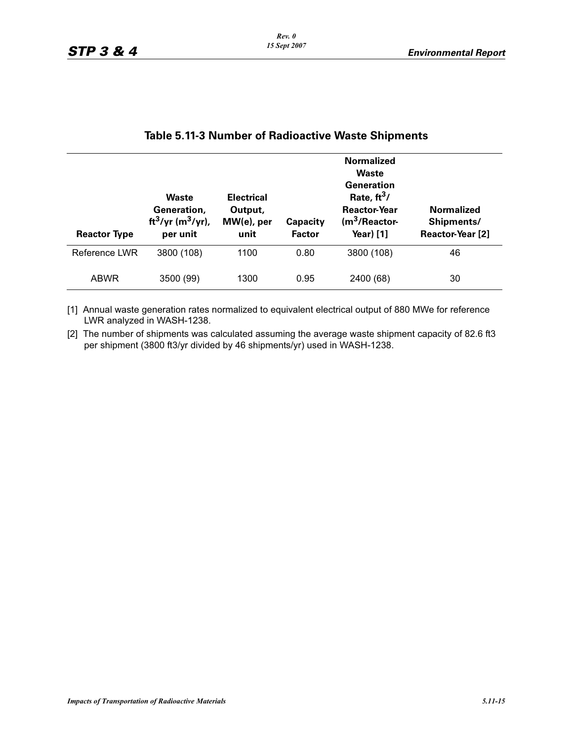## Table 5.11-3 Number of Radioactive Waste Shipments

| Reactor Type | Waste Generation, $ft^3$/yr ($m^3$/yr), per unit | Electrical Output, MW(e), per unit | Capacity Factor | Normalized Waste Generation Rate, $ft^3$/ Reactor-Year ($m^3$/Reactor-Year) [1] | Normalized Shipments/ Reactor-Year [2] |
|---|---|---|---|---|---|
| Reference LWR | 3800 (108) | 1100 | 0.80 | 3800 (108) | 46 |
| ABWR | 3500 (99) | 1300 | 0.95 | 2400 (68) | 30 |

[1] Annual waste generation rates normalized to equivalent electrical output of 880 MWe for reference LWR analyzed in WASH-1238.

[2] The number of shipments was calculated assuming the average waste shipment capacity of 82.6 ft3 per shipment (3800 ft3/yr divided by 46 shipments/yr) used in WASH-1238.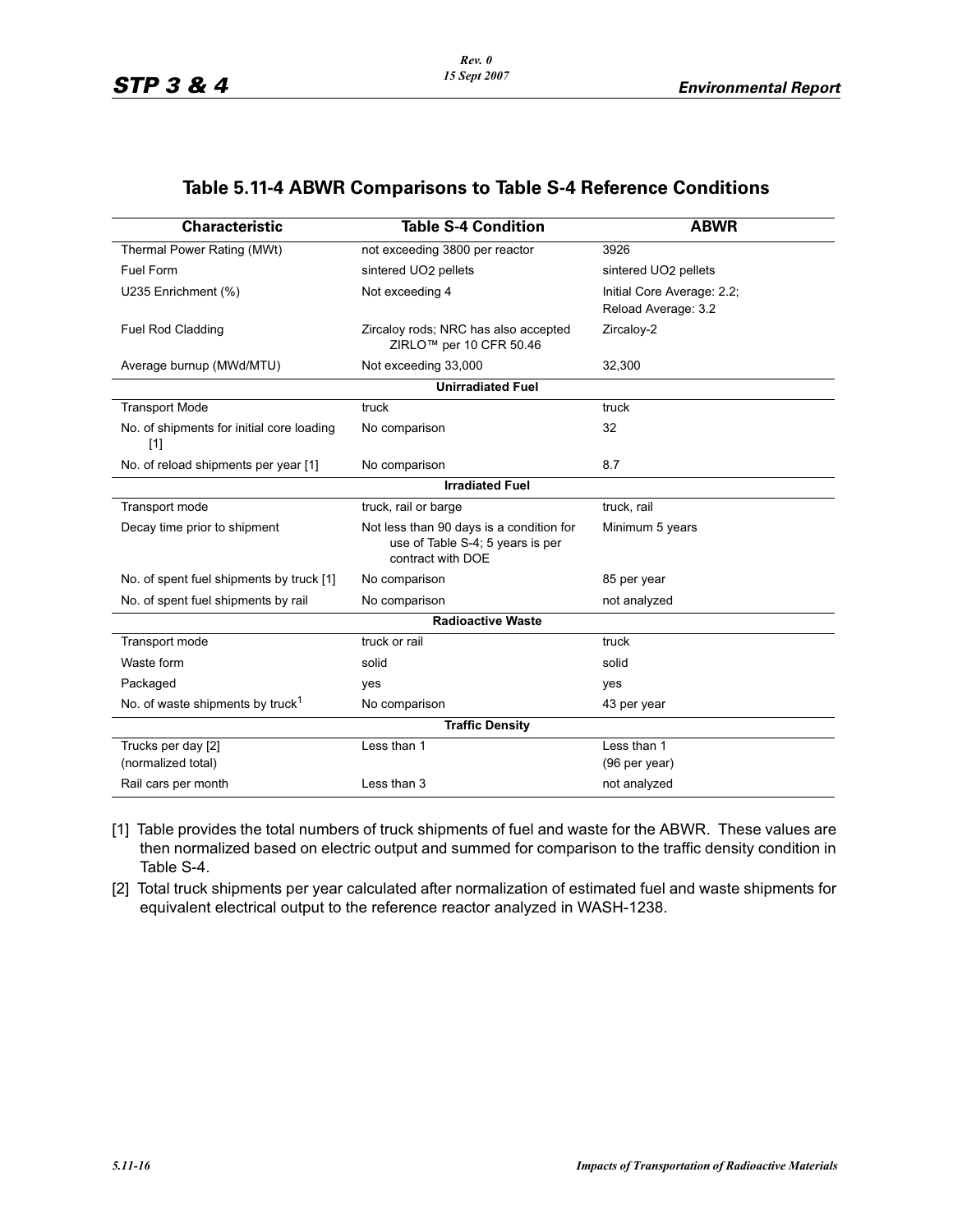## Table 5.11-4 ABWR Comparisons to Table S-4 Reference Conditions

| Characteristic | Table S-4 Condition | ABWR |
|---|---|---|
| Thermal Power Rating (MWt) | not exceeding 3800 per reactor | 3926 |
| Fuel Form | sintered $UO_2$ pellets | sintered $UO_2$ pellets |
| U235 Enrichment (%) | Not exceeding 4 | Initial Core Average: 2.2; Reload Average: 3.2 |
| Fuel Rod Cladding | Zircaloy rods; NRC has also accepted ZIRLO™ per 10 CFR 50.46 | Zircaloy-2 |
| Average burnup (MWd/MTU) | Not exceeding 33,000 | 32,300 |
| **Unirradiated Fuel** | | |
| Transport Mode | truck | truck |
| No. of shipments for initial core loading [1] | No comparison | 32 |
| No. of reload shipments per year [1] | No comparison | 8.7 |
| **Irradiated Fuel** | | |
| Transport mode | truck, rail or barge | truck, rail |
| Decay time prior to shipment | Not less than 90 days is a condition for use of Table S-4; 5 years is per contract with DOE | Minimum 5 years |
| No. of spent fuel shipments by truck [1] | No comparison | 85 per year |
| No. of spent fuel shipments by rail | No comparison | not analyzed |
| **Radioactive Waste** | | |
| Transport mode | truck or rail | truck |
| Waste form | solid | solid |
| Packaged | yes | yes |
| No. of waste shipments by truck[1] | No comparison | 43 per year |
| **Traffic Density** | | |
| Trucks per day [2] (normalized total) | Less than 1 | Less than 1 (96 per year) |
| Rail cars per month | Less than 3 | not analyzed |

[1] Table provides the total numbers of truck shipments of fuel and waste for the ABWR. These values are then normalized based on electric output and summed for comparison to the traffic density condition in Table S-4.

[2] Total truck shipments per year calculated after normalization of estimated fuel and waste shipments for equivalent electrical output to the reference reactor analyzed in WASH-1238.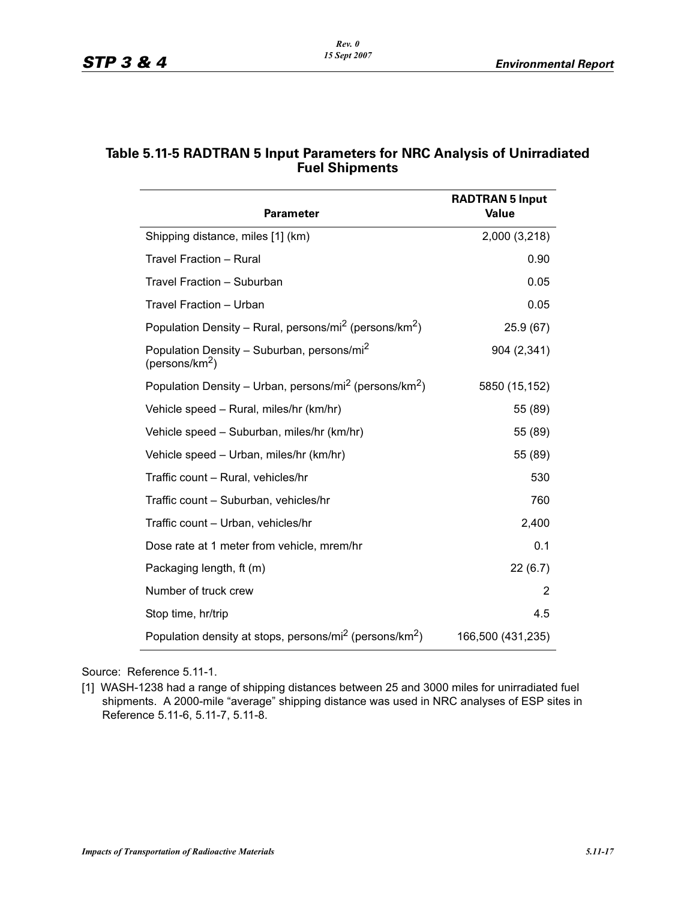## Table 5.11-5 RADTRAN 5 Input Parameters for NRC Analysis of Unirradiated Fuel Shipments

| Parameter | RADTRAN 5 Input Value |
|---|---|
| Shipping distance, miles [1] (km) | 2,000 (3,218) |
| Travel Fraction – Rural | 0.90 |
| Travel Fraction – Suburban | 0.05 |
| Travel Fraction – Urban | 0.05 |
| Population Density – Rural, persons/mi$^2$ (persons/km$^2$) | 25.9 (67) |
| Population Density – Suburban, persons/mi$^2$ (persons/km$^2$) | 904 (2,341) |
| Population Density – Urban, persons/mi$^2$ (persons/km$^2$) | 5850 (15,152) |
| Vehicle speed – Rural, miles/hr (km/hr) | 55 (89) |
| Vehicle speed – Suburban, miles/hr (km/hr) | 55 (89) |
| Vehicle speed – Urban, miles/hr (km/hr) | 55 (89) |
| Traffic count – Rural, vehicles/hr | 530 |
| Traffic count – Suburban, vehicles/hr | 760 |
| Traffic count – Urban, vehicles/hr | 2,400 |
| Dose rate at 1 meter from vehicle, mrem/hr | 0.1 |
| Packaging length, ft (m) | 22 (6.7) |
| Number of truck crew | 2 |
| Stop time, hr/trip | 4.5 |
| Population density at stops, persons/mi$^2$ (persons/km$^2$) | 166,500 (431,235) |

Source: Reference 5.11-1.

[1] WASH-1238 had a range of shipping distances between 25 and 3000 miles for unirradiated fuel shipments. A 2000-mile "average" shipping distance was used in NRC analyses of ESP sites in Reference 5.11-6, 5.11-7, 5.11-8.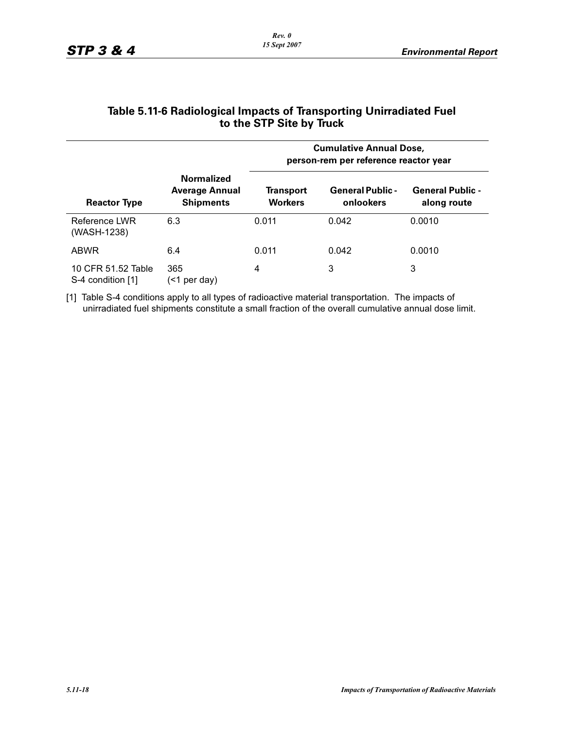## Table 5.11-6 Radiological Impacts of Transporting Unirradiated Fuel to the STP Site by Truck

| Reactor Type | Normalized Average Annual Shipments | Cumulative Annual Dose, person-rem per reference reactor year | | |
|---|---|---|---|---|
| | | Transport Workers | General Public - onlookers | General Public - along route |
| Reference LWR (WASH-1238) | 6.3 | 0.011 | 0.042 | 0.0010 |
| ABWR | 6.4 | 0.011 | 0.042 | 0.0010 |
| 10 CFR 51.52 Table S-4 condition [1] | 365 (<1 per day) | 4 | 3 | 3 |

[1] Table S-4 conditions apply to all types of radioactive material transportation. The impacts of unirradiated fuel shipments constitute a small fraction of the overall cumulative annual dose limit.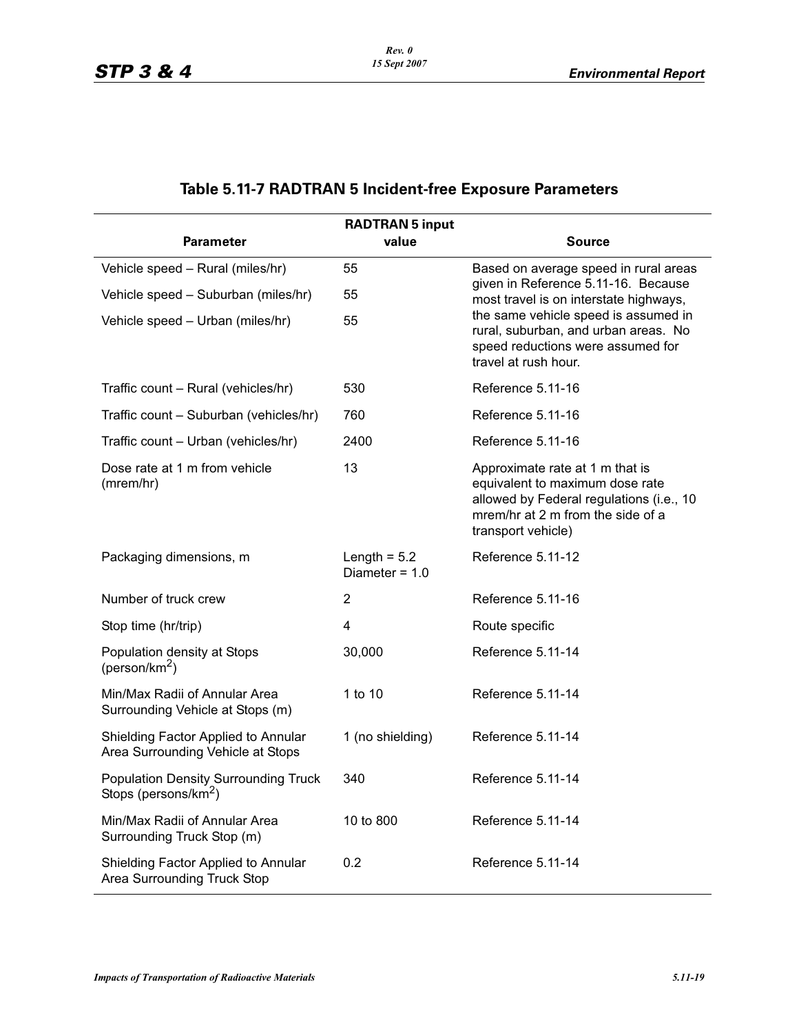## Table 5.11-7 RADTRAN 5 Incident-free Exposure Parameters

| Parameter | RADTRAN 5 input value | Source |
|---|---|---|
| Vehicle speed – Rural (miles/hr) | 55 | Based on average speed in rural areas given in Reference 5.11-16. Because most travel is on interstate highways, the same vehicle speed is assumed in rural, suburban, and urban areas. No speed reductions were assumed for travel at rush hour. |
| Vehicle speed – Suburban (miles/hr) | 55 | |
| Vehicle speed – Urban (miles/hr) | 55 | |
| Traffic count – Rural (vehicles/hr) | 530 | Reference 5.11-16 |
| Traffic count – Suburban (vehicles/hr) | 760 | Reference 5.11-16 |
| Traffic count – Urban (vehicles/hr) | 2400 | Reference 5.11-16 |
| Dose rate at 1 m from vehicle (mrem/hr) | 13 | Approximate rate at 1 m that is equivalent to maximum dose rate allowed by Federal regulations (i.e., 10 mrem/hr at 2 m from the side of a transport vehicle) |
| Packaging dimensions, m | Length = 5.2 Diameter = 1.0 | Reference 5.11-12 |
| Number of truck crew | 2 | Reference 5.11-16 |
| Stop time (hr/trip) | 4 | Route specific |
| Population density at Stops (person/km$^2$) | 30,000 | Reference 5.11-14 |
| Min/Max Radii of Annular Area Surrounding Vehicle at Stops (m) | 1 to 10 | Reference 5.11-14 |
| Shielding Factor Applied to Annular Area Surrounding Vehicle at Stops | 1 (no shielding) | Reference 5.11-14 |
| Population Density Surrounding Truck Stops (persons/km$^2$) | 340 | Reference 5.11-14 |
| Min/Max Radii of Annular Area Surrounding Truck Stop (m) | 10 to 800 | Reference 5.11-14 |
| Shielding Factor Applied to Annular Area Surrounding Truck Stop | 0.2 | Reference 5.11-14 |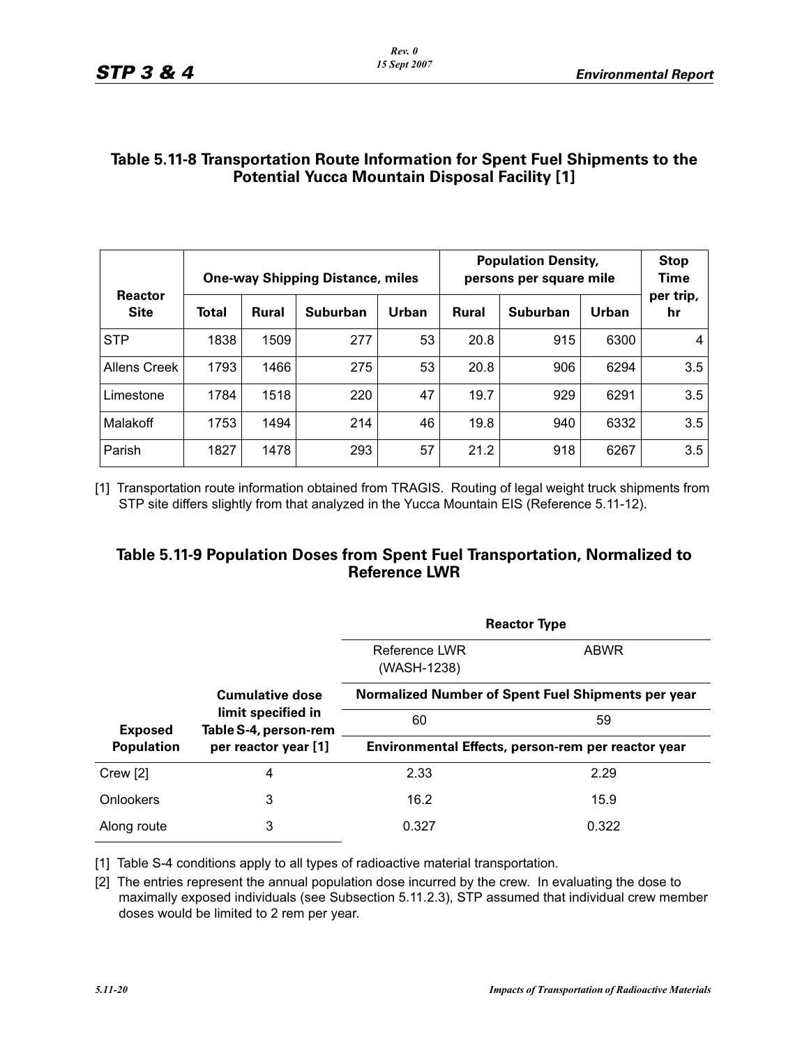## Table 5.11-8 Transportation Route Information for Spent Fuel Shipments to the Potential Yucca Mountain Disposal Facility [1]

| Reactor Site | One-way Shipping Distance, miles | | | | Population Density, persons per square mile | | | Stop Time per trip, hr |
|---|---|---|---|---|---|---|---|---|
| | Total | Rural | Suburban | Urban | Rural | Suburban | Urban | |
| STP | 1838 | 1509 | 277 | 53 | 20.8 | 915 | 6300 | 4 |
| Allens Creek | 1793 | 1466 | 275 | 53 | 20.8 | 906 | 6294 | 3.5 |
| Limestone | 1784 | 1518 | 220 | 47 | 19.7 | 929 | 6291 | 3.5 |
| Malakoff | 1753 | 1494 | 214 | 46 | 19.8 | 940 | 6332 | 3.5 |
| Parish | 1827 | 1478 | 293 | 57 | 21.2 | 918 | 6267 | 3.5 |

[1] Transportation route information obtained from TRAGIS. Routing of legal weight truck shipments from STP site differs slightly from that analyzed in the Yucca Mountain EIS (Reference 5.11-12).

## Table 5.11-9 Population Doses from Spent Fuel Transportation, Normalized to Reference LWR

| Exposed Population | Cumulative dose limit specified in Table S-4, person-rem per reactor year [1] | Reactor Type | |
|---|---|---|---|
| | | Reference LWR (WASH-1238) | ABWR |
| | | Normalized Number of Spent Fuel Shipments per year | |
| | | 60 | 59 |
| | | Environmental Effects, person-rem per reactor year | |
| Crew [2] | 4 | 2.33 | 2.29 |
| Onlookers | 3 | 16.2 | 15.9 |
| Along route | 3 | 0.327 | 0.322 |

[1] Table S-4 conditions apply to all types of radioactive material transportation.

[2] The entries represent the annual population dose incurred by the crew. In evaluating the dose to maximally exposed individuals (see Subsection 5.11.2.3), STP assumed that individual crew member doses would be limited to 2 rem per year.